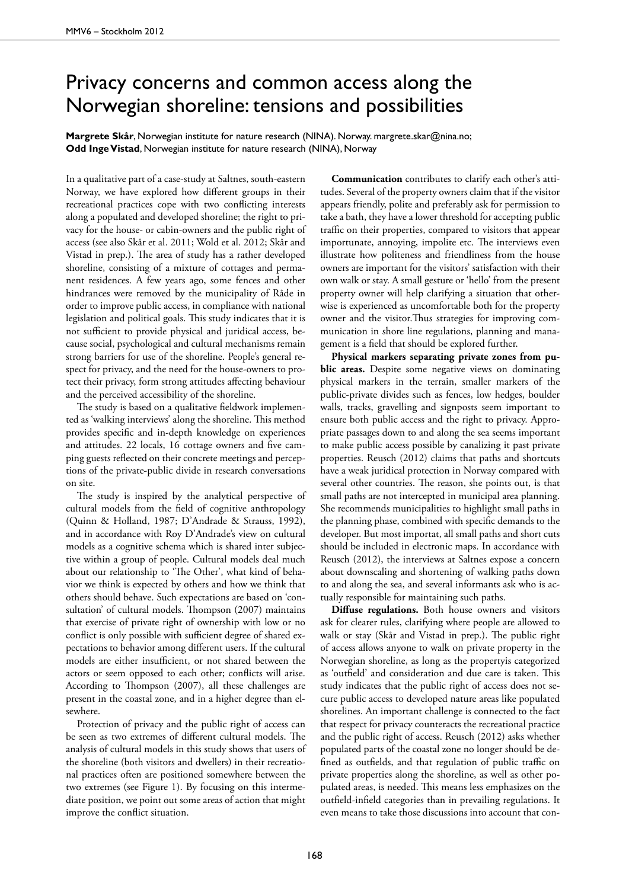# Privacy concerns and common access along the Norwegian shoreline: tensions and possibilities

**Margrete Skår**, Norwegian institute for nature research (NINA). Norway. margrete.skar@nina.no;
**Odd Inge Vistad**, Norwegian institute for nature research (NINA), Norway

In a qualitative part of a case-study at Saltnes, south-eastern Norway, we have explored how different groups in their recreational practices cope with two conflicting interests along a populated and developed shoreline; the right to privacy for the house- or cabin-owners and the public right of access (see also Skår et al. 2011; Wold et al. 2012; Skår and Vistad in prep.). The area of study has a rather developed shoreline, consisting of a mixture of cottages and permanent residences. A few years ago, some fences and other hindrances were removed by the municipality of Råde in order to improve public access, in compliance with national legislation and political goals. This study indicates that it is not sufficient to provide physical and juridical access, because social, psychological and cultural mechanisms remain strong barriers for use of the shoreline. People's general respect for privacy, and the need for the house-owners to protect their privacy, form strong attitudes affecting behaviour and the perceived accessibility of the shoreline.

The study is based on a qualitative fieldwork implemented as 'walking interviews' along the shoreline. This method provides specific and in-depth knowledge on experiences and attitudes. 22 locals, 16 cottage owners and five camping guests reflected on their concrete meetings and perceptions of the private-public divide in research conversations on site.

The study is inspired by the analytical perspective of cultural models from the field of cognitive anthropology (Quinn & Holland, 1987; D'Andrade & Strauss, 1992), and in accordance with Roy D'Andrade's view on cultural models as a cognitive schema which is shared inter subjective within a group of people. Cultural models deal much about our relationship to 'The Other', what kind of behavior we think is expected by others and how we think that others should behave. Such expectations are based on 'consultation' of cultural models. Thompson (2007) maintains that exercise of private right of ownership with low or no conflict is only possible with sufficient degree of shared expectations to behavior among different users. If the cultural models are either insufficient, or not shared between the actors or seem opposed to each other; conflicts will arise. According to Thompson (2007), all these challenges are present in the coastal zone, and in a higher degree than elsewhere.

Protection of privacy and the public right of access can be seen as two extremes of different cultural models. The analysis of cultural models in this study shows that users of the shoreline (both visitors and dwellers) in their recreational practices often are positioned somewhere between the two extremes (see Figure 1). By focusing on this intermediate position, we point out some areas of action that might improve the conflict situation.

**Communication** contributes to clarify each other's attitudes. Several of the property owners claim that if the visitor appears friendly, polite and preferably ask for permission to take a bath, they have a lower threshold for accepting public traffic on their properties, compared to visitors that appear importunate, annoying, impolite etc. The interviews even illustrate how politeness and friendliness from the house owners are important for the visitors' satisfaction with their own walk or stay. A small gesture or 'hello' from the present property owner will help clarifying a situation that otherwise is experienced as uncomfortable both for the property owner and the visitor.Thus strategies for improving communication in shore line regulations, planning and management is a field that should be explored further.

**Physical markers separating private zones from public areas.** Despite some negative views on dominating physical markers in the terrain, smaller markers of the public-private divides such as fences, low hedges, boulder walls, tracks, gravelling and signposts seem important to ensure both public access and the right to privacy. Appropriate passages down to and along the sea seems important to make public access possible by canalizing it past private properties. Reusch (2012) claims that paths and shortcuts have a weak juridical protection in Norway compared with several other countries. The reason, she points out, is that small paths are not intercepted in municipal area planning. She recommends municipalities to highlight small paths in the planning phase, combined with specific demands to the developer. But most importat, all small paths and short cuts should be included in electronic maps. In accordance with Reusch (2012), the interviews at Saltnes expose a concern about downscaling and shortening of walking paths down to and along the sea, and several informants ask who is actually responsible for maintaining such paths.

**Diffuse regulations.** Both house owners and visitors ask for clearer rules, clarifying where people are allowed to walk or stay (Skår and Vistad in prep.). The public right of access allows anyone to walk on private property in the Norwegian shoreline, as long as the propertyis categorized as 'outfield' and consideration and due care is taken. This study indicates that the public right of access does not secure public access to developed nature areas like populated shorelines. An important challenge is connected to the fact that respect for privacy counteracts the recreational practice and the public right of access. Reusch (2012) asks whether populated parts of the coastal zone no longer should be defined as outfields, and that regulation of public traffic on private properties along the shoreline, as well as other populated areas, is needed. This means less emphasizes on the outfield-infield categories than in prevailing regulations. It even means to take those discussions into account that con-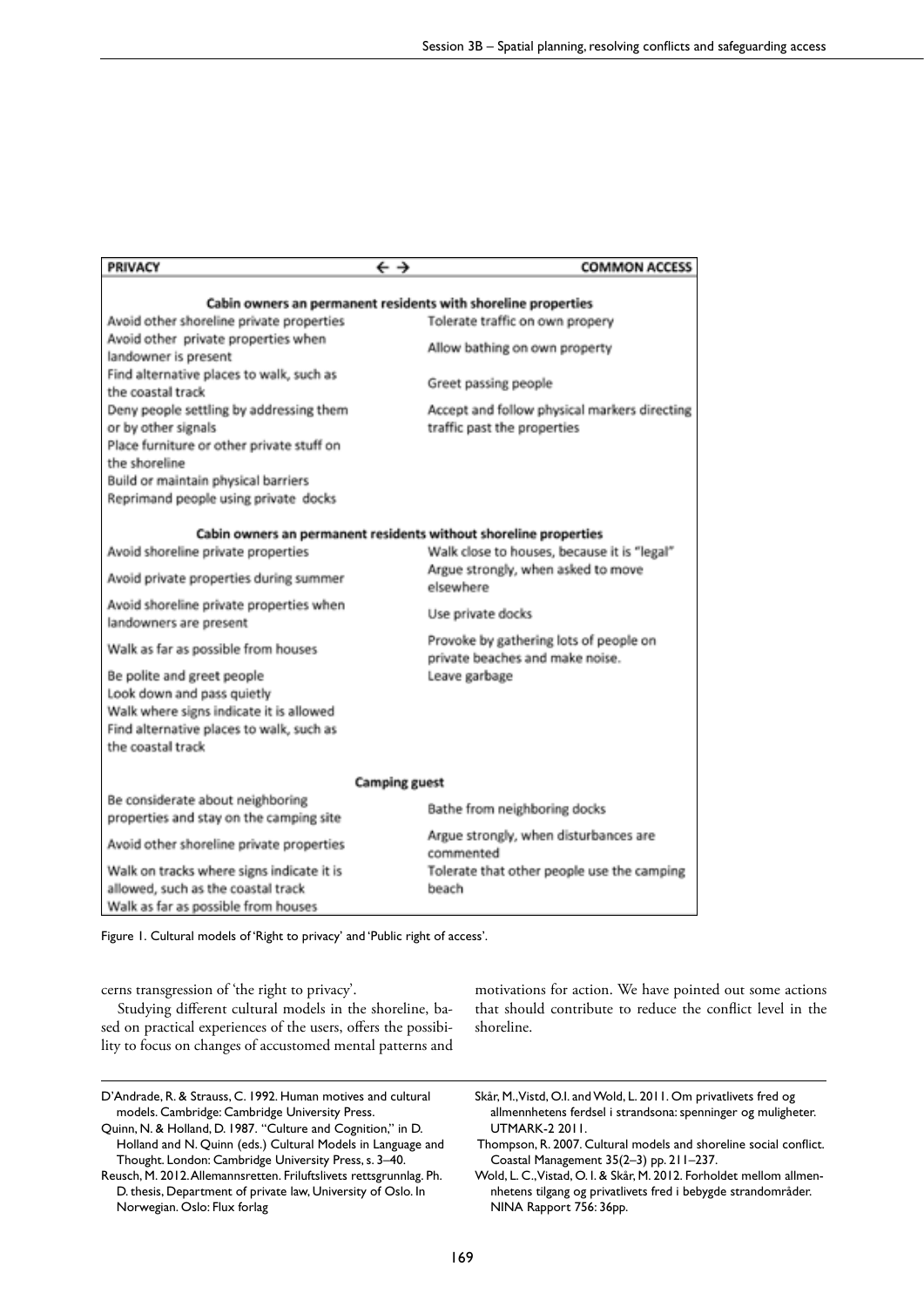| PRIVACY | ← → COMMON ACCESS |
|---|---|
| **Cabin owners an permanent residents with shoreline properties** | |
| Avoid other shoreline private properties | Tolerate traffic on own propery |
| Avoid other private properties when landowner is present | Allow bathing on own property |
| Find alternative places to walk, such as the coastal track | Greet passing people |
| Deny people settling by addressing them or by other signals | Accept and follow physical markers directing traffic past the properties |
| Place furniture or other private stuff on the shoreline | |
| Build or maintain physical barriers | |
| Reprimand people using private docks | |
| **Cabin owners an permanent residents without shoreline properties** | |
| Avoid shoreline private properties | Walk close to houses, because it is "legal" |
| Avoid private properties during summer | Argue strongly, when asked to move elsewhere |
| Avoid shoreline private properties when landowners are present | Use private docks |
| Walk as far as possible from houses | Provoke by gathering lots of people on private beaches and make noise. |
| Be polite and greet people | Leave garbage |
| Look down and pass quietly | |
| Walk where signs indicate it is allowed | |
| Find alternative places to walk, such as the coastal track | |
| **Camping guest** | |
| Be considerate about neighboring properties and stay on the camping site | Bathe from neighboring docks |
| Avoid other shoreline private properties | Argue strongly, when disturbances are commented |
| Walk on tracks where signs indicate it is allowed, such as the coastal track | Tolerate that other people use the camping beach |
| Walk as far as possible from houses | |

Figure 1. Cultural models of 'Right to privacy' and 'Public right of access'.

cerns transgression of 'the right to privacy'.

Studying different cultural models in the shoreline, based on practical experiences of the users, offers the possibility to focus on changes of accustomed mental patterns and motivations for action. We have pointed out some actions that should contribute to reduce the conflict level in the shoreline.

D'Andrade, R. & Strauss, C. 1992. Human motives and cultural models. Cambridge: Cambridge University Press.

Quinn, N. & Holland, D. 1987. "Culture and Cognition," in D. Holland and N. Quinn (eds.) Cultural Models in Language and Thought. London: Cambridge University Press, s. 3–40.

Reusch, M. 2012. Allemannsretten. Friluftslivets rettsgrunnlag. Ph. D. thesis, Department of private law, University of Oslo. In Norwegian. Oslo: Flux forlag

Skår, M., Vistd, O.I. and Wold, L. 2011. Om privatlivets fred og allmennhetens ferdsel i strandsona: spenninger og muligheter. UTMARK-2 2011.

Thompson, R. 2007. Cultural models and shoreline social conflict. Coastal Management 35(2–3) pp. 211–237.

Wold, L. C., Vistad, O. I. & Skår, M. 2012. Forholdet mellom allmennhetens tilgang og privatlivets fred i bebygde strandområder. NINA Rapport 756: 36pp.